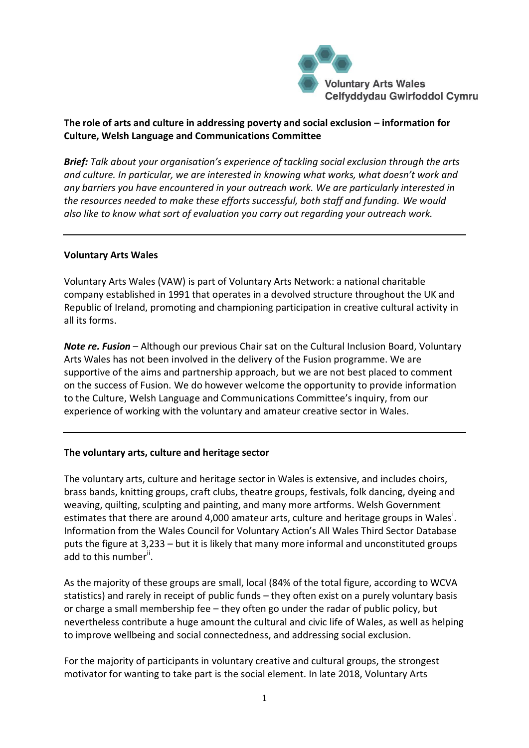Voluntary Arts Wales
Celfyddydau Gwirfoddol Cymru

**The role of arts and culture in addressing poverty and social exclusion – information for Culture, Welsh Language and Communications Committee**

***Brief:*** *Talk about your organisation's experience of tackling social exclusion through the arts and culture. In particular, we are interested in knowing what works, what doesn't work and any barriers you have encountered in your outreach work. We are particularly interested in the resources needed to make these efforts successful, both staff and funding. We would also like to know what sort of evaluation you carry out regarding your outreach work.*

---

**Voluntary Arts Wales**

Voluntary Arts Wales (VAW) is part of Voluntary Arts Network: a national charitable company established in 1991 that operates in a devolved structure throughout the UK and Republic of Ireland, promoting and championing participation in creative cultural activity in all its forms.

***Note re. Fusion*** – Although our previous Chair sat on the Cultural Inclusion Board, Voluntary Arts Wales has not been involved in the delivery of the Fusion programme. We are supportive of the aims and partnership approach, but we are not best placed to comment on the success of Fusion. We do however welcome the opportunity to provide information to the Culture, Welsh Language and Communications Committee's inquiry, from our experience of working with the voluntary and amateur creative sector in Wales.

---

**The voluntary arts, culture and heritage sector**

The voluntary arts, culture and heritage sector in Wales is extensive, and includes choirs, brass bands, knitting groups, craft clubs, theatre groups, festivals, folk dancing, dyeing and weaving, quilting, sculpting and painting, and many more artforms. Welsh Government estimates that there are around 4,000 amateur arts, culture and heritage groups in Wales[i]. Information from the Wales Council for Voluntary Action's All Wales Third Sector Database puts the figure at 3,233 – but it is likely that many more informal and unconstituted groups add to this number[ii].

As the majority of these groups are small, local (84% of the total figure, according to WCVA statistics) and rarely in receipt of public funds – they often exist on a purely voluntary basis or charge a small membership fee – they often go under the radar of public policy, but nevertheless contribute a huge amount the cultural and civic life of Wales, as well as helping to improve wellbeing and social connectedness, and addressing social exclusion.

For the majority of participants in voluntary creative and cultural groups, the strongest motivator for wanting to take part is the social element. In late 2018, Voluntary Arts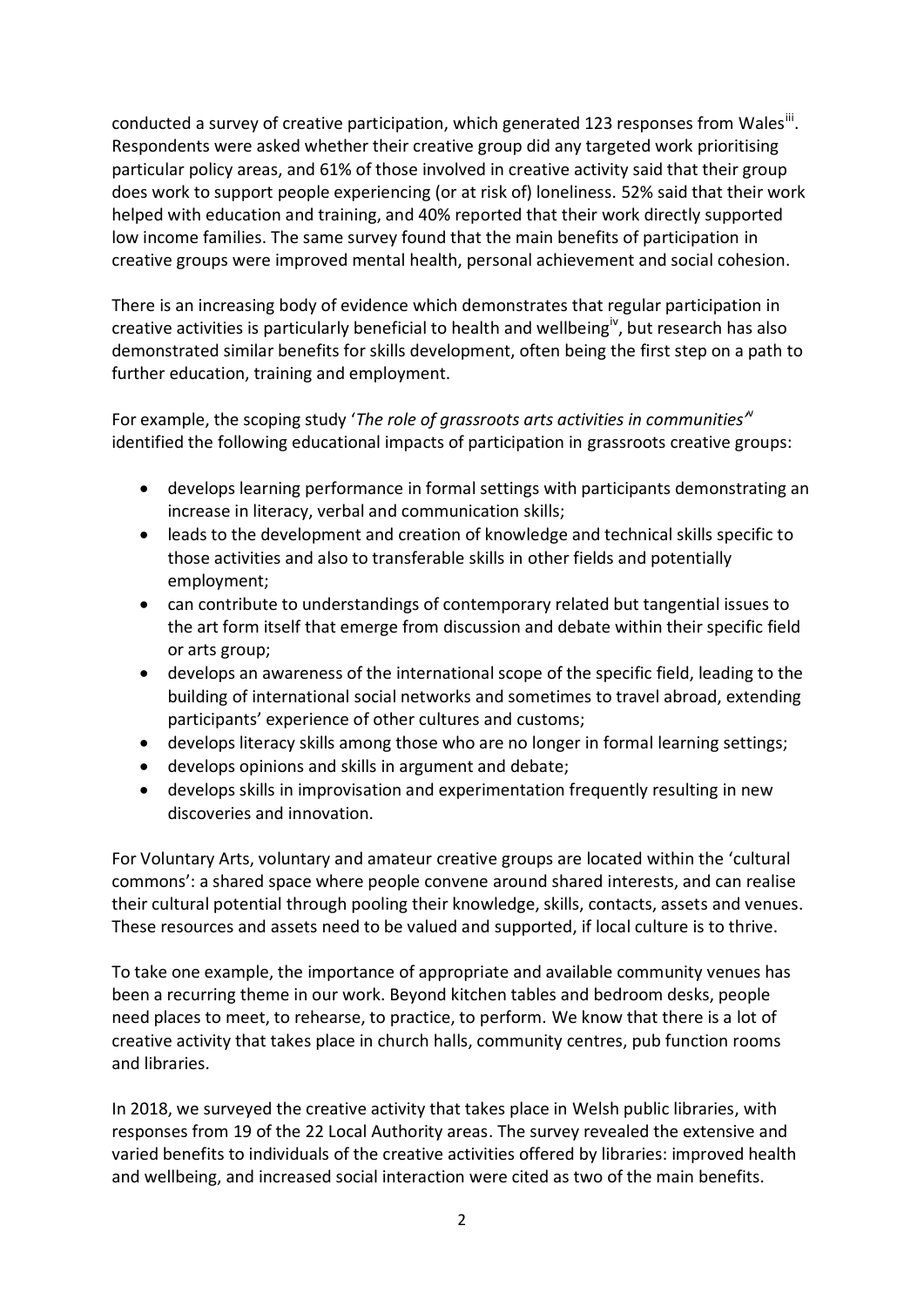conducted a survey of creative participation, which generated 123 responses from Wales[iii]. Respondents were asked whether their creative group did any targeted work prioritising particular policy areas, and 61% of those involved in creative activity said that their group does work to support people experiencing (or at risk of) loneliness. 52% said that their work helped with education and training, and 40% reported that their work directly supported low income families. The same survey found that the main benefits of participation in creative groups were improved mental health, personal achievement and social cohesion.

There is an increasing body of evidence which demonstrates that regular participation in creative activities is particularly beneficial to health and wellbeing[iv], but research has also demonstrated similar benefits for skills development, often being the first step on a path to further education, training and employment.

For example, the scoping study '*The role of grassroots arts activities in communities'*[v] identified the following educational impacts of participation in grassroots creative groups:

- develops learning performance in formal settings with participants demonstrating an increase in literacy, verbal and communication skills;
- leads to the development and creation of knowledge and technical skills specific to those activities and also to transferable skills in other fields and potentially employment;
- can contribute to understandings of contemporary related but tangential issues to the art form itself that emerge from discussion and debate within their specific field or arts group;
- develops an awareness of the international scope of the specific field, leading to the building of international social networks and sometimes to travel abroad, extending participants' experience of other cultures and customs;
- develops literacy skills among those who are no longer in formal learning settings;
- develops opinions and skills in argument and debate;
- develops skills in improvisation and experimentation frequently resulting in new discoveries and innovation.

For Voluntary Arts, voluntary and amateur creative groups are located within the 'cultural commons': a shared space where people convene around shared interests, and can realise their cultural potential through pooling their knowledge, skills, contacts, assets and venues. These resources and assets need to be valued and supported, if local culture is to thrive.

To take one example, the importance of appropriate and available community venues has been a recurring theme in our work. Beyond kitchen tables and bedroom desks, people need places to meet, to rehearse, to practice, to perform. We know that there is a lot of creative activity that takes place in church halls, community centres, pub function rooms and libraries.

In 2018, we surveyed the creative activity that takes place in Welsh public libraries, with responses from 19 of the 22 Local Authority areas. The survey revealed the extensive and varied benefits to individuals of the creative activities offered by libraries: improved health and wellbeing, and increased social interaction were cited as two of the main benefits.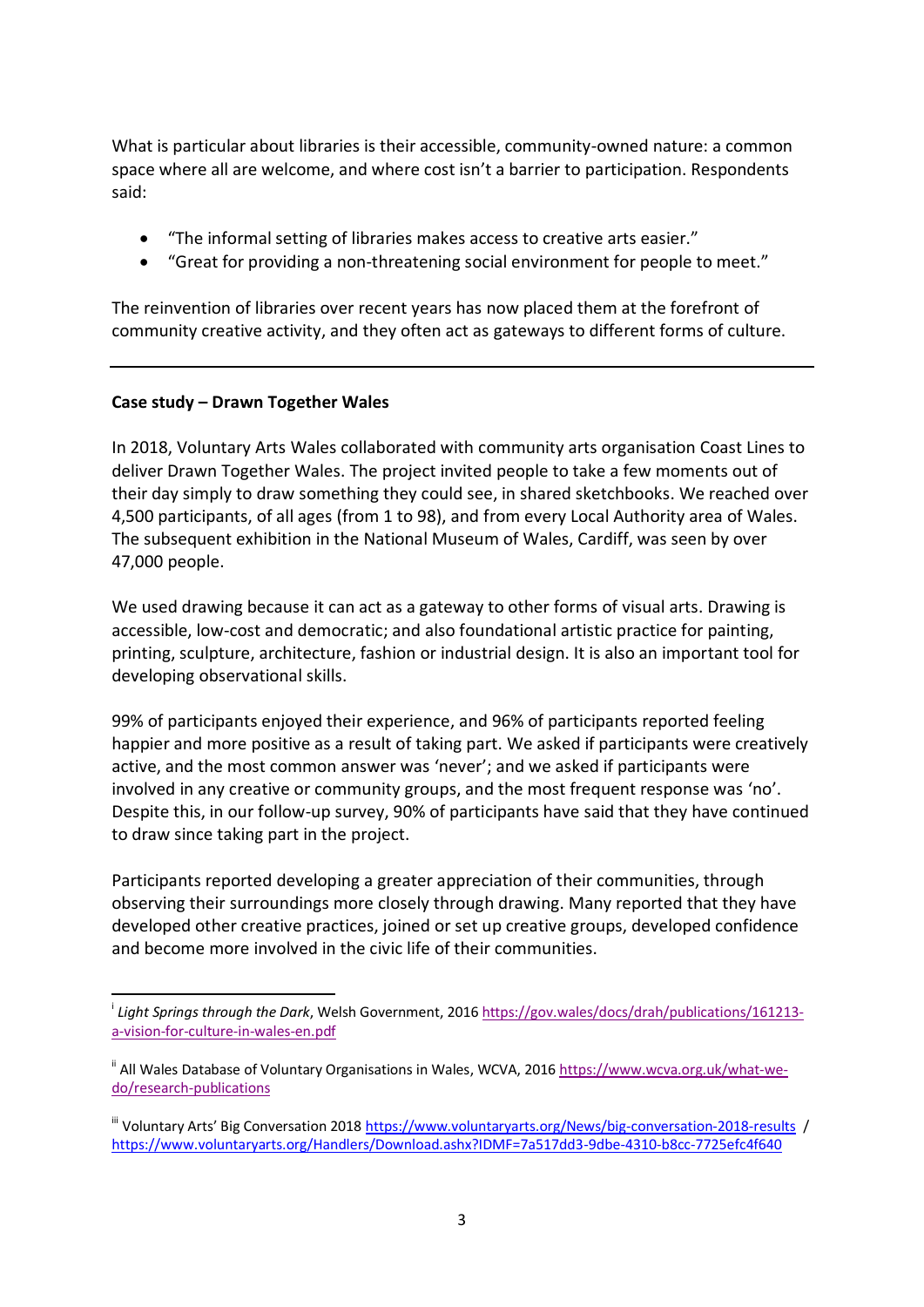What is particular about libraries is their accessible, community-owned nature: a common space where all are welcome, and where cost isn't a barrier to participation. Respondents said:

- "The informal setting of libraries makes access to creative arts easier."
- "Great for providing a non-threatening social environment for people to meet."

The reinvention of libraries over recent years has now placed them at the forefront of community creative activity, and they often act as gateways to different forms of culture.

---

**Case study – Drawn Together Wales**

In 2018, Voluntary Arts Wales collaborated with community arts organisation Coast Lines to deliver Drawn Together Wales. The project invited people to take a few moments out of their day simply to draw something they could see, in shared sketchbooks. We reached over 4,500 participants, of all ages (from 1 to 98), and from every Local Authority area of Wales. The subsequent exhibition in the National Museum of Wales, Cardiff, was seen by over 47,000 people.

We used drawing because it can act as a gateway to other forms of visual arts. Drawing is accessible, low-cost and democratic; and also foundational artistic practice for painting, printing, sculpture, architecture, fashion or industrial design. It is also an important tool for developing observational skills.

99% of participants enjoyed their experience, and 96% of participants reported feeling happier and more positive as a result of taking part. We asked if participants were creatively active, and the most common answer was 'never'; and we asked if participants were involved in any creative or community groups, and the most frequent response was 'no'. Despite this, in our follow-up survey, 90% of participants have said that they have continued to draw since taking part in the project.

Participants reported developing a greater appreciation of their communities, through observing their surroundings more closely through drawing. Many reported that they have developed other creative practices, joined or set up creative groups, developed confidence and become more involved in the civic life of their communities.

---

[i] *Light Springs through the Dark*, Welsh Government, 2016 https://gov.wales/docs/drah/publications/161213-a-vision-for-culture-in-wales-en.pdf

[ii] All Wales Database of Voluntary Organisations in Wales, WCVA, 2016 https://www.wcva.org.uk/what-we-do/research-publications

[iii] Voluntary Arts' Big Conversation 2018 https://www.voluntaryarts.org/News/big-conversation-2018-results / https://www.voluntaryarts.org/Handlers/Download.ashx?IDMF=7a517dd3-9dbe-4310-b8cc-7725efc4f640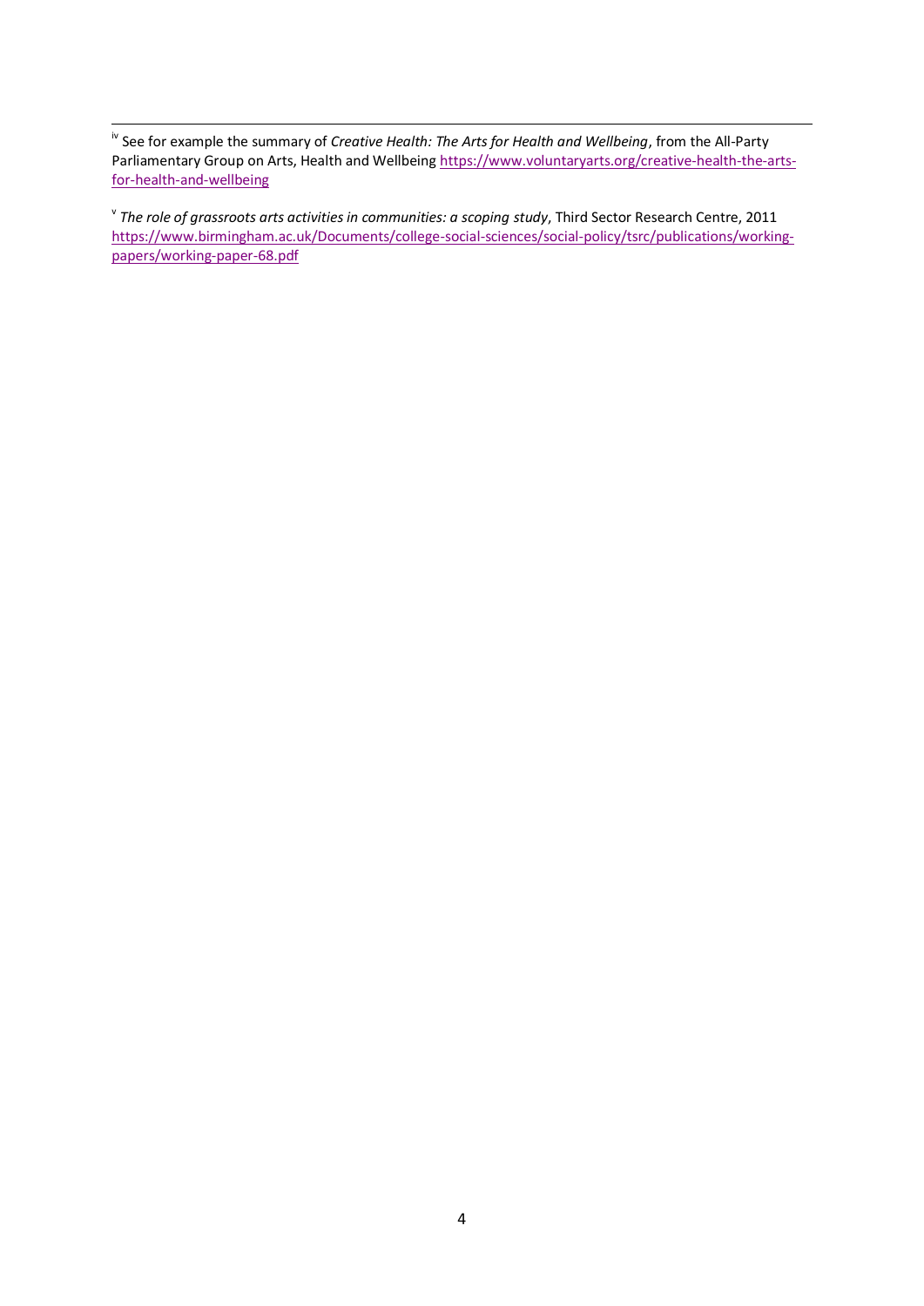---

[iv] See for example the summary of *Creative Health: The Arts for Health and Wellbeing*, from the All-Party Parliamentary Group on Arts, Health and Wellbeing https://www.voluntaryarts.org/creative-health-the-arts-for-health-and-wellbeing

[v] *The role of grassroots arts activities in communities: a scoping study*, Third Sector Research Centre, 2011 https://www.birmingham.ac.uk/Documents/college-social-sciences/social-policy/tsrc/publications/working-papers/working-paper-68.pdf